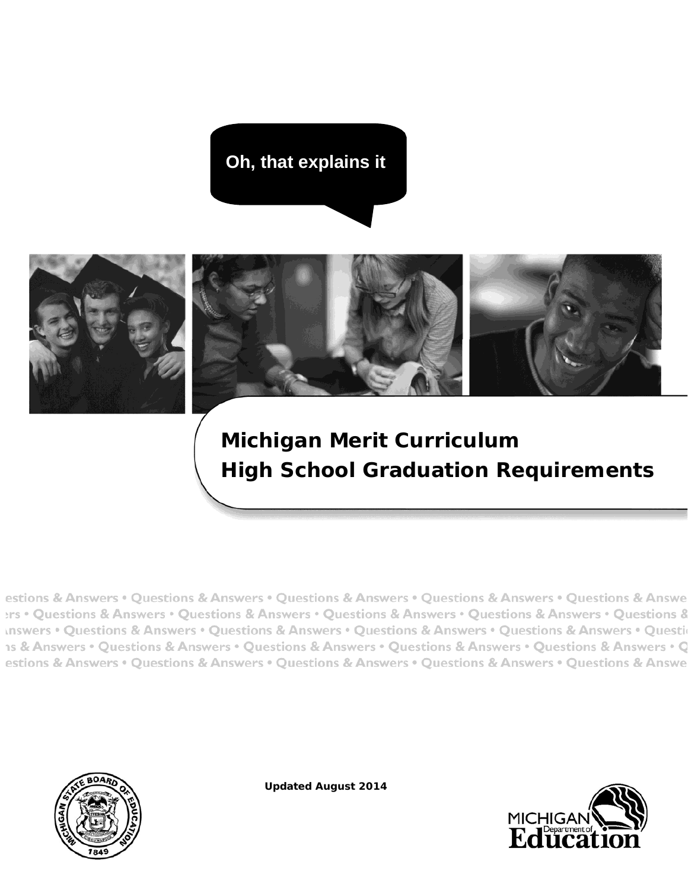Oh, that explains it

# Michigan Merit Curriculum
# High School Graduation Requirements

Questions & Answers • Questions & Answers • Questions & Answers • Questions & Answers • Questions & Answers

Updated August 2014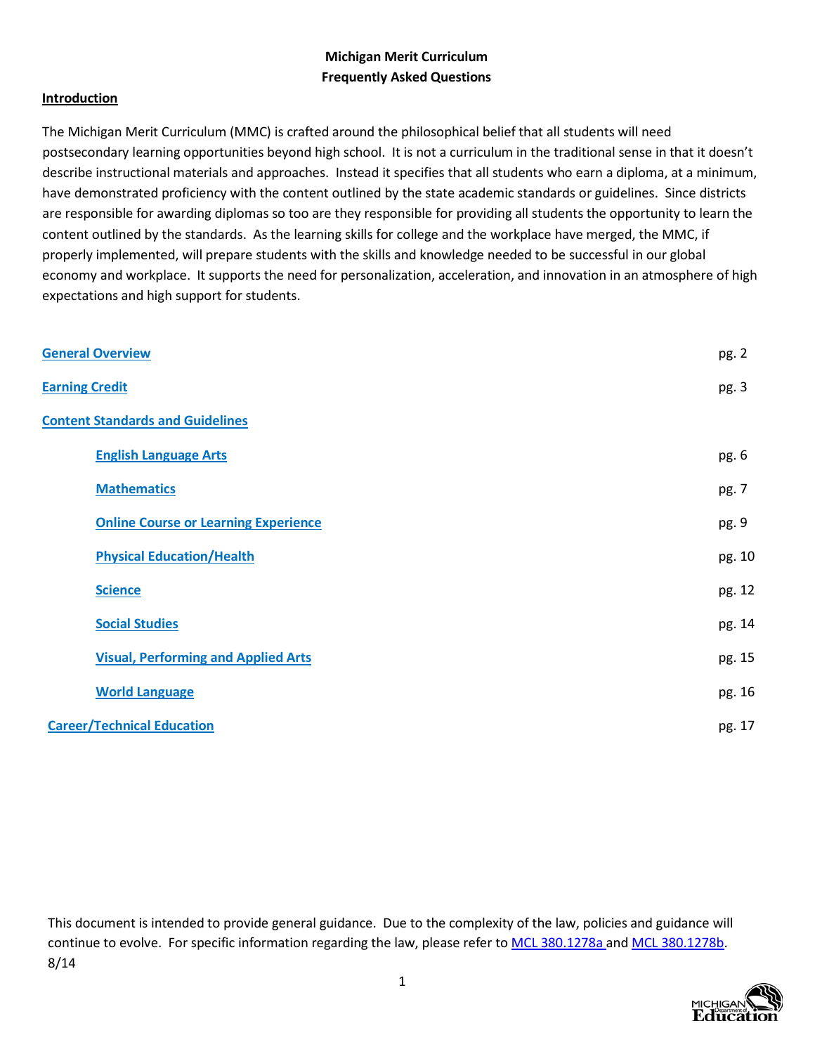# Michigan Merit Curriculum
## Frequently Asked Questions

**Introduction**

The Michigan Merit Curriculum (MMC) is crafted around the philosophical belief that all students will need postsecondary learning opportunities beyond high school. It is not a curriculum in the traditional sense in that it doesn't describe instructional materials and approaches. Instead it specifies that all students who earn a diploma, at a minimum, have demonstrated proficiency with the content outlined by the state academic standards or guidelines. Since districts are responsible for awarding diplomas so too are they responsible for providing all students the opportunity to learn the content outlined by the standards. As the learning skills for college and the workplace have merged, the MMC, if properly implemented, will prepare students with the skills and knowledge needed to be successful in our global economy and workplace. It supports the need for personalization, acceleration, and innovation in an atmosphere of high expectations and high support for students.

| | |
|---|---|
| General Overview | pg. 2 |
| Earning Credit | pg. 3 |
| Content Standards and Guidelines | |
| English Language Arts | pg. 6 |
| Mathematics | pg. 7 |
| Online Course or Learning Experience | pg. 9 |
| Physical Education/Health | pg. 10 |
| Science | pg. 12 |
| Social Studies | pg. 14 |
| Visual, Performing and Applied Arts | pg. 15 |
| World Language | pg. 16 |
| Career/Technical Education | pg. 17 |

This document is intended to provide general guidance. Due to the complexity of the law, policies and guidance will continue to evolve. For specific information regarding the law, please refer to MCL 380.1278a and MCL 380.1278b.
8/14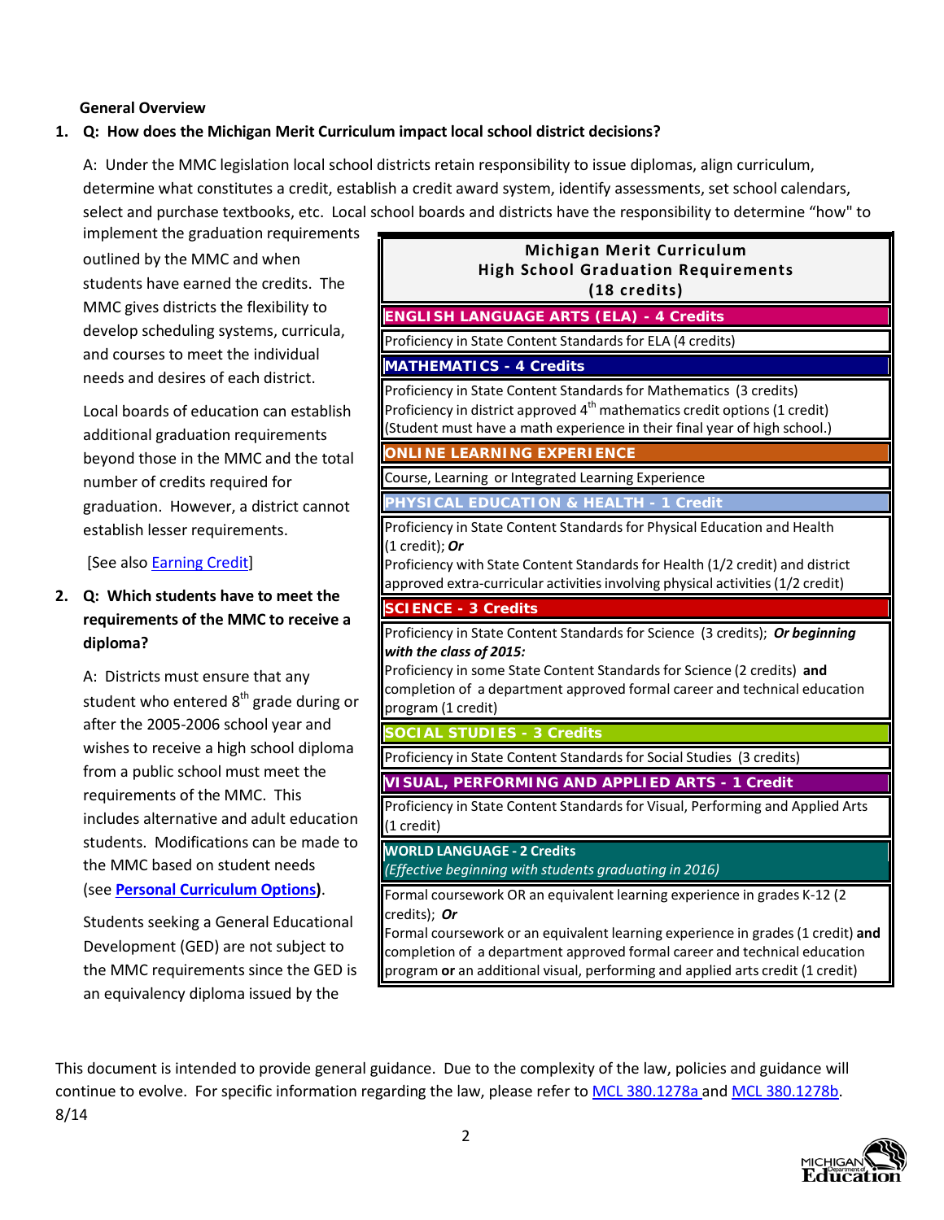**General Overview**

1. **Q: How does the Michigan Merit Curriculum impact local school district decisions?**

   A: Under the MMC legislation local school districts retain responsibility to issue diplomas, align curriculum, determine what constitutes a credit, establish a credit award system, identify assessments, set school calendars, select and purchase textbooks, etc. Local school boards and districts have the responsibility to determine "how" to implement the graduation requirements outlined by the MMC and when students have earned the credits. The MMC gives districts the flexibility to develop scheduling systems, curricula, and courses to meet the individual needs and desires of each district.

   Local boards of education can establish additional graduation requirements beyond those in the MMC and the total number of credits required for graduation. However, a district cannot establish lesser requirements.

   [See also Earning Credit]

2. **Q: Which students have to meet the requirements of the MMC to receive a diploma?**

   A: Districts must ensure that any student who entered 8th grade during or after the 2005-2006 school year and wishes to receive a high school diploma from a public school must meet the requirements of the MMC. This includes alternative and adult education students. Modifications can be made to the MMC based on student needs (see **Personal Curriculum Options**).

   Students seeking a General Educational Development (GED) are not subject to the MMC requirements since the GED is an equivalency diploma issued by the

| Michigan Merit Curriculum High School Graduation Requirements (18 credits) |
|---|
| **ENGLISH LANGUAGE ARTS (ELA) - 4 Credits** |
| Proficiency in State Content Standards for ELA (4 credits) |
| **MATHEMATICS - 4 Credits** |
| Proficiency in State Content Standards for Mathematics (3 credits)<br>Proficiency in district approved 4th mathematics credit options (1 credit)<br>(Student must have a math experience in their final year of high school.) |
| **ONLINE LEARNING EXPERIENCE** |
| Course, Learning or Integrated Learning Experience |
| **PHYSICAL EDUCATION & HEALTH - 1 Credit** |
| Proficiency in State Content Standards for Physical Education and Health (1 credit); ***Or***<br>Proficiency with State Content Standards for Health (1/2 credit) and district approved extra-curricular activities involving physical activities (1/2 credit) |
| **SCIENCE - 3 Credits** |
| Proficiency in State Content Standards for Science (3 credits); ***Or beginning with the class of 2015:***<br>Proficiency in some State Content Standards for Science (2 credits) **and** completion of a department approved formal career and technical education program (1 credit) |
| **SOCIAL STUDIES - 3 Credits** |
| Proficiency in State Content Standards for Social Studies (3 credits) |
| **VISUAL, PERFORMING AND APPLIED ARTS - 1 Credit** |
| Proficiency in State Content Standards for Visual, Performing and Applied Arts (1 credit) |
| **WORLD LANGUAGE - 2 Credits**<br>*(Effective beginning with students graduating in 2016)* |
| Formal coursework OR an equivalent learning experience in grades K-12 (2 credits); ***Or***<br>Formal coursework or an equivalent learning experience in grades (1 credit) **and** completion of a department approved formal career and technical education program **or** an additional visual, performing and applied arts credit (1 credit) |

This document is intended to provide general guidance. Due to the complexity of the law, policies and guidance will continue to evolve. For specific information regarding the law, please refer to MCL 380.1278a and MCL 380.1278b.
8/14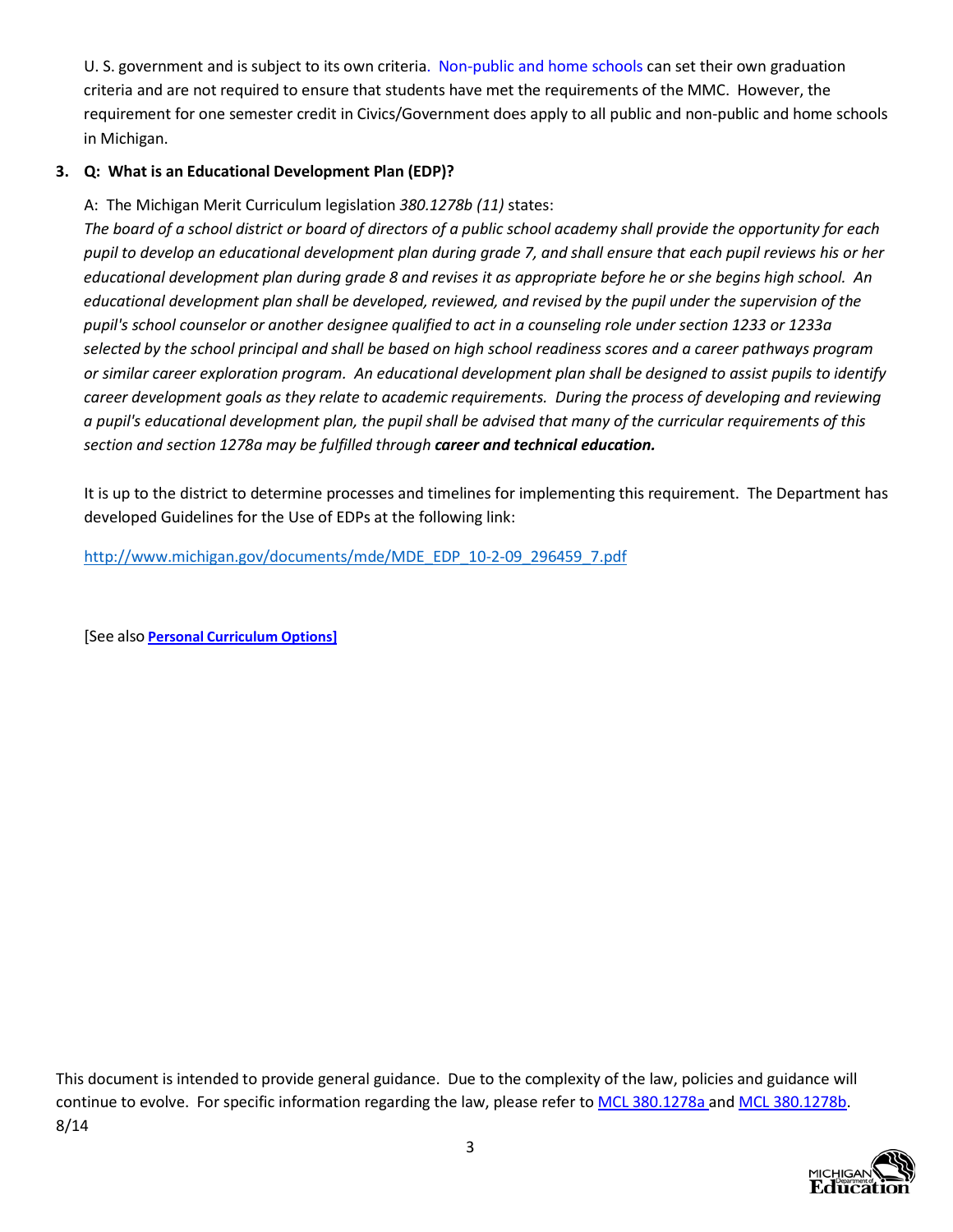U. S. government and is subject to its own criteria. Non-public and home schools can set their own graduation criteria and are not required to ensure that students have met the requirements of the MMC. However, the requirement for one semester credit in Civics/Government does apply to all public and non-public and home schools in Michigan.

3. **Q: What is an Educational Development Plan (EDP)?**

   A: The Michigan Merit Curriculum legislation *380.1278b (11)* states:
   *The board of a school district or board of directors of a public school academy shall provide the opportunity for each pupil to develop an educational development plan during grade 7, and shall ensure that each pupil reviews his or her educational development plan during grade 8 and revises it as appropriate before he or she begins high school. An educational development plan shall be developed, reviewed, and revised by the pupil under the supervision of the pupil's school counselor or another designee qualified to act in a counseling role under section 1233 or 1233a selected by the school principal and shall be based on high school readiness scores and a career pathways program or similar career exploration program. An educational development plan shall be designed to assist pupils to identify career development goals as they relate to academic requirements. During the process of developing and reviewing a pupil's educational development plan, the pupil shall be advised that many of the curricular requirements of this section and section 1278a may be fulfilled through* ***career and technical education.***

   It is up to the district to determine processes and timelines for implementing this requirement. The Department has developed Guidelines for the Use of EDPs at the following link:

   http://www.michigan.gov/documents/mde/MDE_EDP_10-2-09_296459_7.pdf

   [See also **Personal Curriculum Options]**

This document is intended to provide general guidance. Due to the complexity of the law, policies and guidance will continue to evolve. For specific information regarding the law, please refer to MCL 380.1278a and MCL 380.1278b.
8/14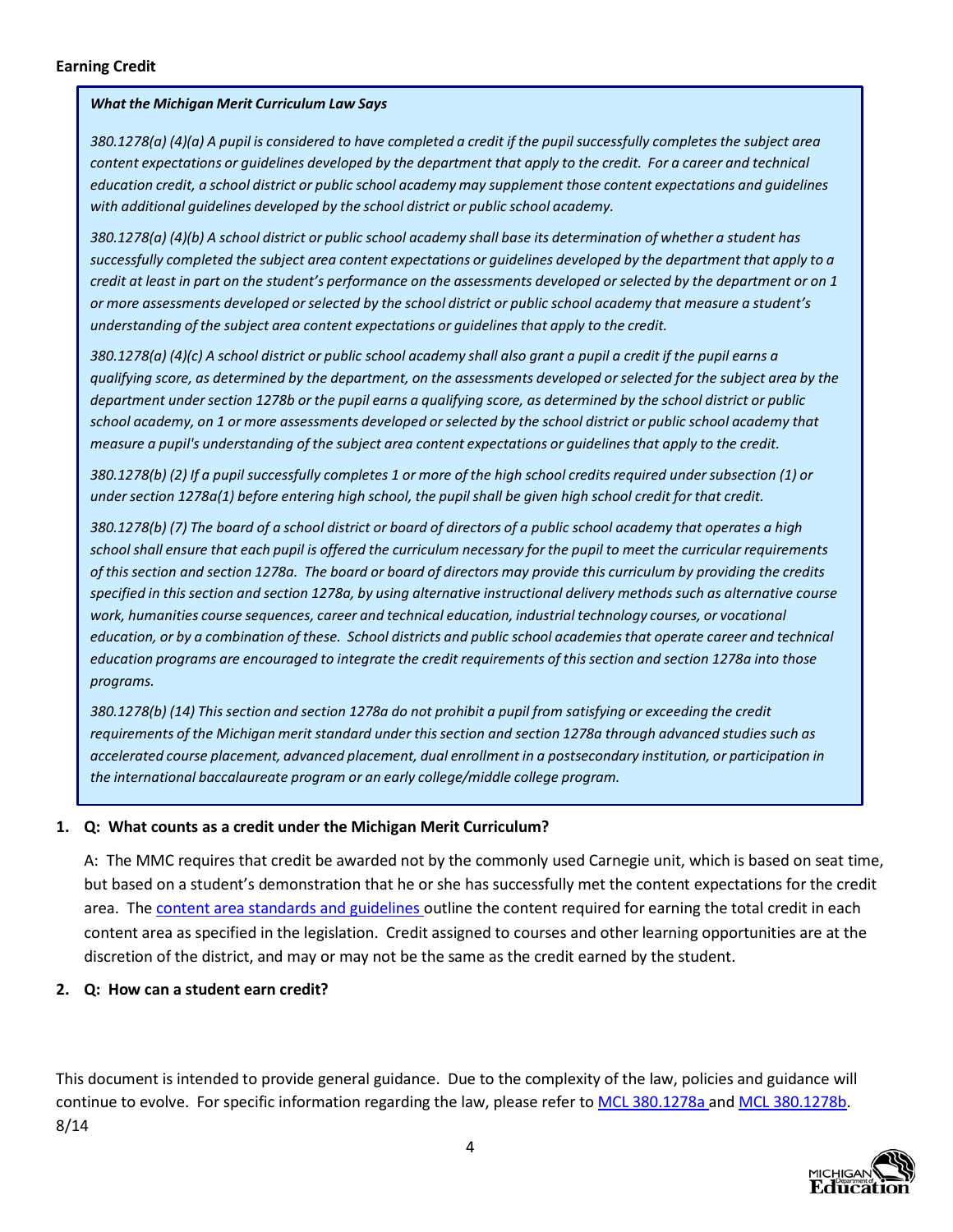**Earning Credit**

> ***What the Michigan Merit Curriculum Law Says***
>
> *380.1278(a) (4)(a) A pupil is considered to have completed a credit if the pupil successfully completes the subject area content expectations or guidelines developed by the department that apply to the credit. For a career and technical education credit, a school district or public school academy may supplement those content expectations and guidelines with additional guidelines developed by the school district or public school academy.*
>
> *380.1278(a) (4)(b) A school district or public school academy shall base its determination of whether a student has successfully completed the subject area content expectations or guidelines developed by the department that apply to a credit at least in part on the student's performance on the assessments developed or selected by the department or on 1 or more assessments developed or selected by the school district or public school academy that measure a student's understanding of the subject area content expectations or guidelines that apply to the credit.*
>
> *380.1278(a) (4)(c) A school district or public school academy shall also grant a pupil a credit if the pupil earns a qualifying score, as determined by the department, on the assessments developed or selected for the subject area by the department under section 1278b or the pupil earns a qualifying score, as determined by the school district or public school academy, on 1 or more assessments developed or selected by the school district or public school academy that measure a pupil's understanding of the subject area content expectations or guidelines that apply to the credit.*
>
> *380.1278(b) (2) If a pupil successfully completes 1 or more of the high school credits required under subsection (1) or under section 1278a(1) before entering high school, the pupil shall be given high school credit for that credit.*
>
> *380.1278(b) (7) The board of a school district or board of directors of a public school academy that operates a high school shall ensure that each pupil is offered the curriculum necessary for the pupil to meet the curricular requirements of this section and section 1278a. The board or board of directors may provide this curriculum by providing the credits specified in this section and section 1278a, by using alternative instructional delivery methods such as alternative course work, humanities course sequences, career and technical education, industrial technology courses, or vocational education, or by a combination of these. School districts and public school academies that operate career and technical education programs are encouraged to integrate the credit requirements of this section and section 1278a into those programs.*
>
> *380.1278(b) (14) This section and section 1278a do not prohibit a pupil from satisfying or exceeding the credit requirements of the Michigan merit standard under this section and section 1278a through advanced studies such as accelerated course placement, advanced placement, dual enrollment in a postsecondary institution, or participation in the international baccalaureate program or an early college/middle college program.*

1. **Q: What counts as a credit under the Michigan Merit Curriculum?**

   A: The MMC requires that credit be awarded not by the commonly used Carnegie unit, which is based on seat time, but based on a student's demonstration that he or she has successfully met the content expectations for the credit area. The content area standards and guidelines outline the content required for earning the total credit in each content area as specified in the legislation. Credit assigned to courses and other learning opportunities are at the discretion of the district, and may or may not be the same as the credit earned by the student.

2. **Q: How can a student earn credit?**

This document is intended to provide general guidance. Due to the complexity of the law, policies and guidance will continue to evolve. For specific information regarding the law, please refer to MCL 380.1278a and MCL 380.1278b.
8/14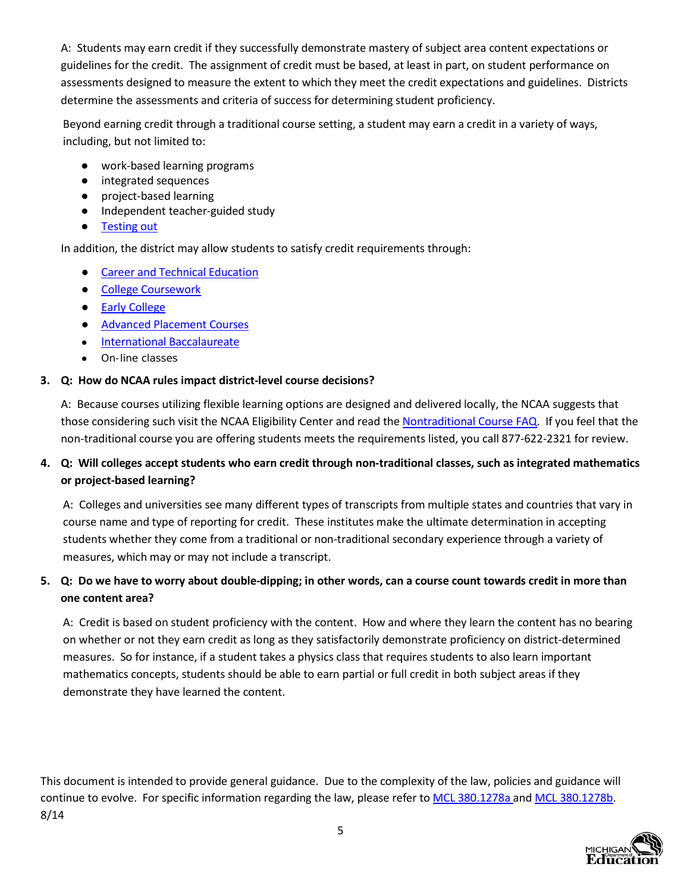A: Students may earn credit if they successfully demonstrate mastery of subject area content expectations or guidelines for the credit. The assignment of credit must be based, at least in part, on student performance on assessments designed to measure the extent to which they meet the credit expectations and guidelines. Districts determine the assessments and criteria of success for determining student proficiency.

Beyond earning credit through a traditional course setting, a student may earn a credit in a variety of ways, including, but not limited to:

- work-based learning programs
- integrated sequences
- project-based learning
- Independent teacher-guided study
- Testing out

In addition, the district may allow students to satisfy credit requirements through:

- Career and Technical Education
- College Coursework
- Early College
- Advanced Placement Courses
- International Baccalaureate
- On-line classes

**3. Q: How do NCAA rules impact district-level course decisions?**

A: Because courses utilizing flexible learning options are designed and delivered locally, the NCAA suggests that those considering such visit the NCAA Eligibility Center and read the Nontraditional Course FAQ. If you feel that the non-traditional course you are offering students meets the requirements listed, you call 877-622-2321 for review.

**4. Q: Will colleges accept students who earn credit through non-traditional classes, such as integrated mathematics or project-based learning?**

A: Colleges and universities see many different types of transcripts from multiple states and countries that vary in course name and type of reporting for credit. These institutes make the ultimate determination in accepting students whether they come from a traditional or non-traditional secondary experience through a variety of measures, which may or may not include a transcript.

**5. Q: Do we have to worry about double-dipping; in other words, can a course count towards credit in more than one content area?**

A: Credit is based on student proficiency with the content. How and where they learn the content has no bearing on whether or not they earn credit as long as they satisfactorily demonstrate proficiency on district-determined measures. So for instance, if a student takes a physics class that requires students to also learn important mathematics concepts, students should be able to earn partial or full credit in both subject areas if they demonstrate they have learned the content.

This document is intended to provide general guidance. Due to the complexity of the law, policies and guidance will continue to evolve. For specific information regarding the law, please refer to MCL 380.1278a and MCL 380.1278b.
8/14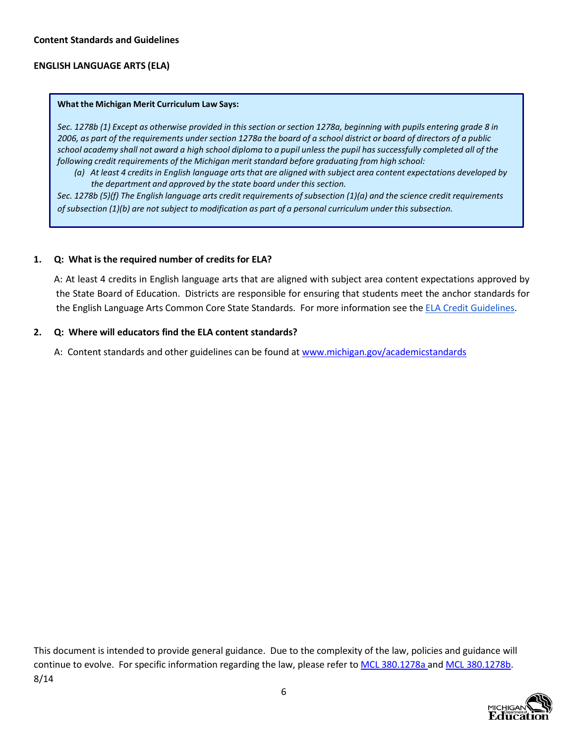**Content Standards and Guidelines**

## ENGLISH LANGUAGE ARTS (ELA)

> **What the Michigan Merit Curriculum Law Says:**
>
> *Sec. 1278b (1) Except as otherwise provided in this section or section 1278a, beginning with pupils entering grade 8 in 2006, as part of the requirements under section 1278a the board of a school district or board of directors of a public school academy shall not award a high school diploma to a pupil unless the pupil has successfully completed all of the following credit requirements of the Michigan merit standard before graduating from high school:*
>
> *(a) At least 4 credits in English language arts that are aligned with subject area content expectations developed by the department and approved by the state board under this section.*
>
> *Sec. 1278b (5)(f) The English language arts credit requirements of subsection (1)(a) and the science credit requirements of subsection (1)(b) are not subject to modification as part of a personal curriculum under this subsection.*

1. **Q: What is the required number of credits for ELA?**

   A: At least 4 credits in English language arts that are aligned with subject area content expectations approved by the State Board of Education. Districts are responsible for ensuring that students meet the anchor standards for the English Language Arts Common Core State Standards. For more information see the ELA Credit Guidelines.

2. **Q: Where will educators find the ELA content standards?**

   A: Content standards and other guidelines can be found at www.michigan.gov/academicstandards

This document is intended to provide general guidance. Due to the complexity of the law, policies and guidance will continue to evolve. For specific information regarding the law, please refer to MCL 380.1278a and MCL 380.1278b.
8/14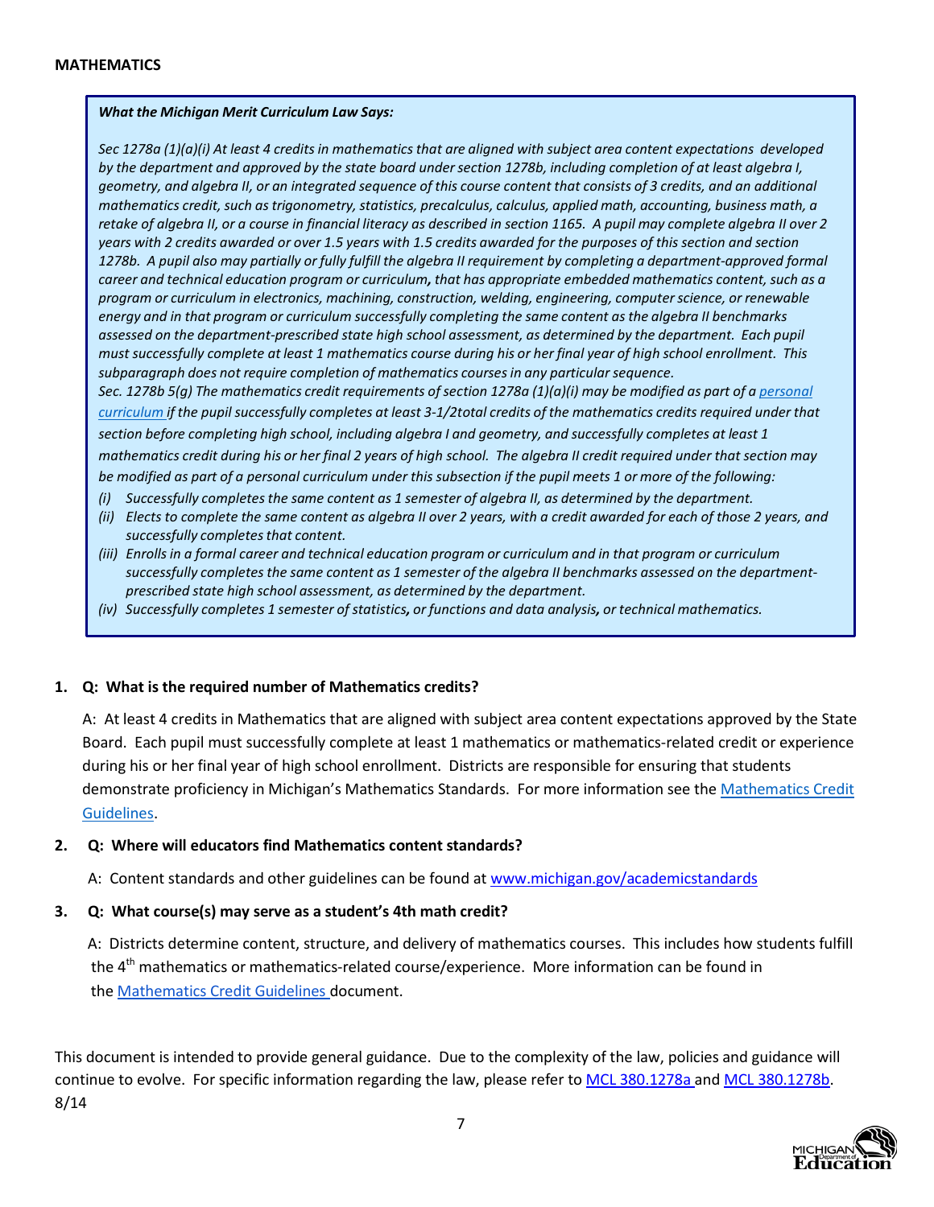## MATHEMATICS

***What the Michigan Merit Curriculum Law Says:***

*Sec 1278a (1)(a)(i) At least 4 credits in mathematics that are aligned with subject area content expectations developed by the department and approved by the state board under section 1278b, including completion of at least algebra I, geometry, and algebra II, or an integrated sequence of this course content that consists of 3 credits, and an additional mathematics credit, such as trigonometry, statistics, precalculus, calculus, applied math, accounting, business math, a retake of algebra II, or a course in financial literacy as described in section 1165. A pupil may complete algebra II over 2 years with 2 credits awarded or over 1.5 years with 1.5 credits awarded for the purposes of this section and section 1278b. A pupil also may partially or fully fulfill the algebra II requirement by completing a department-approved formal career and technical education program or curriculum, that has appropriate embedded mathematics content, such as a program or curriculum in electronics, machining, construction, welding, engineering, computer science, or renewable energy and in that program or curriculum successfully completing the same content as the algebra II benchmarks assessed on the department-prescribed state high school assessment, as determined by the department. Each pupil must successfully complete at least 1 mathematics course during his or her final year of high school enrollment. This subparagraph does not require completion of mathematics courses in any particular sequence.*

*Sec. 1278b 5(g) The mathematics credit requirements of section 1278a (1)(a)(i) may be modified as part of a personal curriculum if the pupil successfully completes at least 3-1/2total credits of the mathematics credits required under that section before completing high school, including algebra I and geometry, and successfully completes at least 1 mathematics credit during his or her final 2 years of high school. The algebra II credit required under that section may be modified as part of a personal curriculum under this subsection if the pupil meets 1 or more of the following:*

*(i) Successfully completes the same content as 1 semester of algebra II, as determined by the department.*
*(ii) Elects to complete the same content as algebra II over 2 years, with a credit awarded for each of those 2 years, and successfully completes that content.*
*(iii) Enrolls in a formal career and technical education program or curriculum and in that program or curriculum successfully completes the same content as 1 semester of the algebra II benchmarks assessed on the department-prescribed state high school assessment, as determined by the department.*
*(iv) Successfully completes 1 semester of statistics, or functions and data analysis, or technical mathematics.*

1. **Q: What is the required number of Mathematics credits?**

   A: At least 4 credits in Mathematics that are aligned with subject area content expectations approved by the State Board. Each pupil must successfully complete at least 1 mathematics or mathematics-related credit or experience during his or her final year of high school enrollment. Districts are responsible for ensuring that students demonstrate proficiency in Michigan's Mathematics Standards. For more information see the Mathematics Credit Guidelines.

2. **Q: Where will educators find Mathematics content standards?**

   A: Content standards and other guidelines can be found at www.michigan.gov/academicstandards

3. **Q: What course(s) may serve as a student's 4th math credit?**

   A: Districts determine content, structure, and delivery of mathematics courses. This includes how students fulfill the 4th mathematics or mathematics-related course/experience. More information can be found in the Mathematics Credit Guidelines document.

This document is intended to provide general guidance. Due to the complexity of the law, policies and guidance will continue to evolve. For specific information regarding the law, please refer to MCL 380.1278a and MCL 380.1278b.
8/14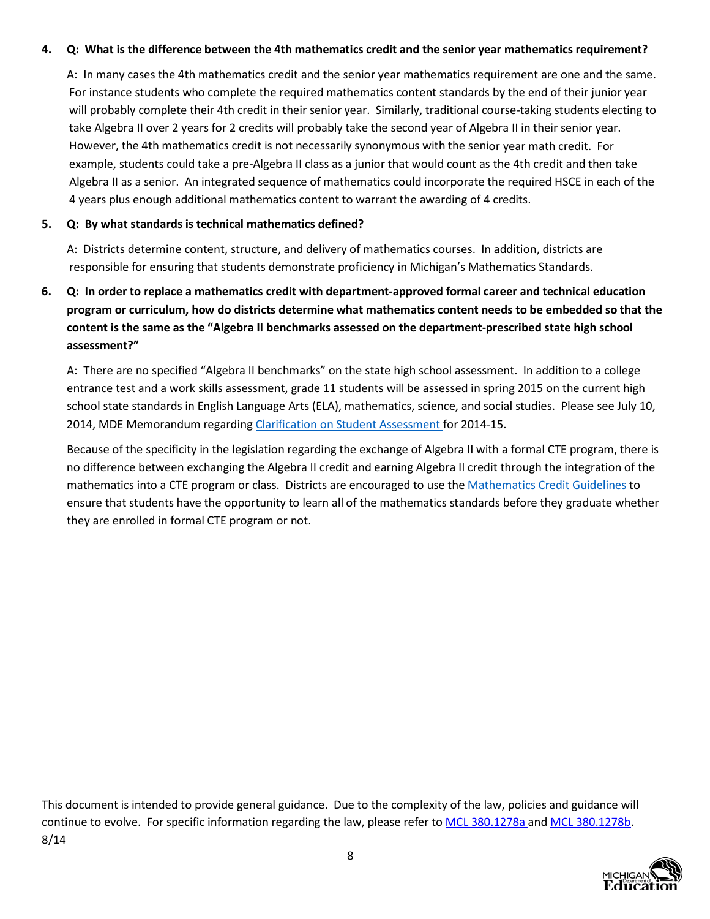4. **Q: What is the difference between the 4th mathematics credit and the senior year mathematics requirement?**

   A: In many cases the 4th mathematics credit and the senior year mathematics requirement are one and the same. For instance students who complete the required mathematics content standards by the end of their junior year will probably complete their 4th credit in their senior year. Similarly, traditional course-taking students electing to take Algebra II over 2 years for 2 credits will probably take the second year of Algebra II in their senior year. However, the 4th mathematics credit is not necessarily synonymous with the senior year math credit. For example, students could take a pre-Algebra II class as a junior that would count as the 4th credit and then take Algebra II as a senior. An integrated sequence of mathematics could incorporate the required HSCE in each of the 4 years plus enough additional mathematics content to warrant the awarding of 4 credits.

5. **Q: By what standards is technical mathematics defined?**

   A: Districts determine content, structure, and delivery of mathematics courses. In addition, districts are responsible for ensuring that students demonstrate proficiency in Michigan's Mathematics Standards.

6. **Q: In order to replace a mathematics credit with department-approved formal career and technical education program or curriculum, how do districts determine what mathematics content needs to be embedded so that the content is the same as the "Algebra II benchmarks assessed on the department-prescribed state high school assessment?"**

   A: There are no specified "Algebra II benchmarks" on the state high school assessment. In addition to a college entrance test and a work skills assessment, grade 11 students will be assessed in spring 2015 on the current high school state standards in English Language Arts (ELA), mathematics, science, and social studies. Please see July 10, 2014, MDE Memorandum regarding Clarification on Student Assessment for 2014-15.

   Because of the specificity in the legislation regarding the exchange of Algebra II with a formal CTE program, there is no difference between exchanging the Algebra II credit and earning Algebra II credit through the integration of the mathematics into a CTE program or class. Districts are encouraged to use the Mathematics Credit Guidelines to ensure that students have the opportunity to learn all of the mathematics standards before they graduate whether they are enrolled in formal CTE program or not.

This document is intended to provide general guidance. Due to the complexity of the law, policies and guidance will continue to evolve. For specific information regarding the law, please refer to MCL 380.1278a and MCL 380.1278b.
8/14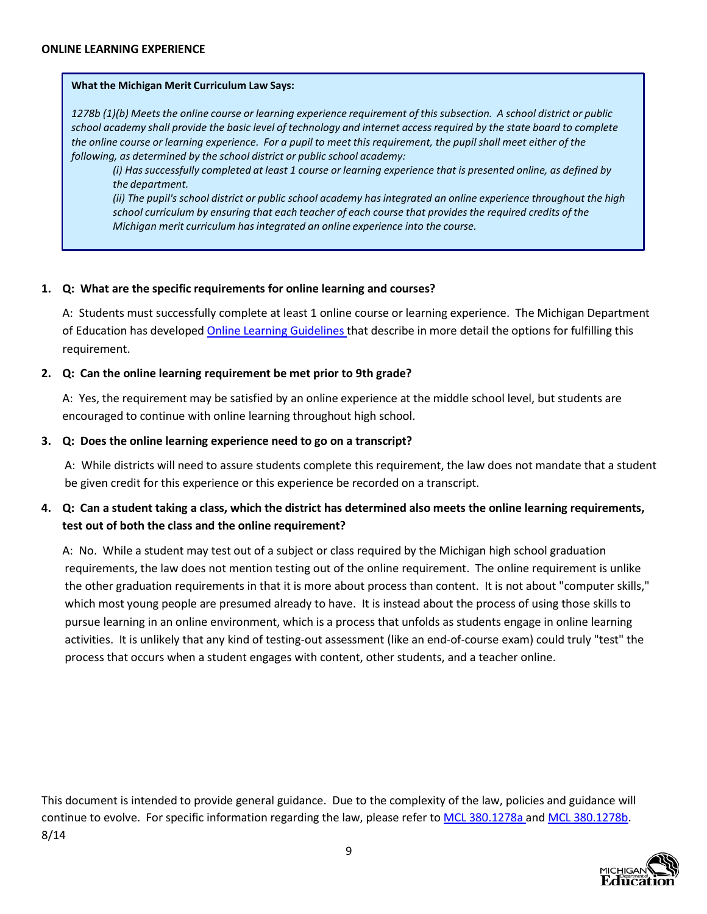## ONLINE LEARNING EXPERIENCE

> **What the Michigan Merit Curriculum Law Says:**
>
> *1278b (1)(b) Meets the online course or learning experience requirement of this subsection. A school district or public school academy shall provide the basic level of technology and internet access required by the state board to complete the online course or learning experience. For a pupil to meet this requirement, the pupil shall meet either of the following, as determined by the school district or public school academy:*
>
> *(i) Has successfully completed at least 1 course or learning experience that is presented online, as defined by the department.*
>
> *(ii) The pupil's school district or public school academy has integrated an online experience throughout the high school curriculum by ensuring that each teacher of each course that provides the required credits of the Michigan merit curriculum has integrated an online experience into the course.*

1. **Q: What are the specific requirements for online learning and courses?**

   A: Students must successfully complete at least 1 online course or learning experience. The Michigan Department of Education has developed Online Learning Guidelines that describe in more detail the options for fulfilling this requirement.

2. **Q: Can the online learning requirement be met prior to 9th grade?**

   A: Yes, the requirement may be satisfied by an online experience at the middle school level, but students are encouraged to continue with online learning throughout high school.

3. **Q: Does the online learning experience need to go on a transcript?**

   A: While districts will need to assure students complete this requirement, the law does not mandate that a student be given credit for this experience or this experience be recorded on a transcript.

4. **Q: Can a student taking a class, which the district has determined also meets the online learning requirements, test out of both the class and the online requirement?**

   A: No. While a student may test out of a subject or class required by the Michigan high school graduation requirements, the law does not mention testing out of the online requirement. The online requirement is unlike the other graduation requirements in that it is more about process than content. It is not about "computer skills," which most young people are presumed already to have. It is instead about the process of using those skills to pursue learning in an online environment, which is a process that unfolds as students engage in online learning activities. It is unlikely that any kind of testing-out assessment (like an end-of-course exam) could truly "test" the process that occurs when a student engages with content, other students, and a teacher online.

This document is intended to provide general guidance. Due to the complexity of the law, policies and guidance will continue to evolve. For specific information regarding the law, please refer to MCL 380.1278a and MCL 380.1278b.
8/14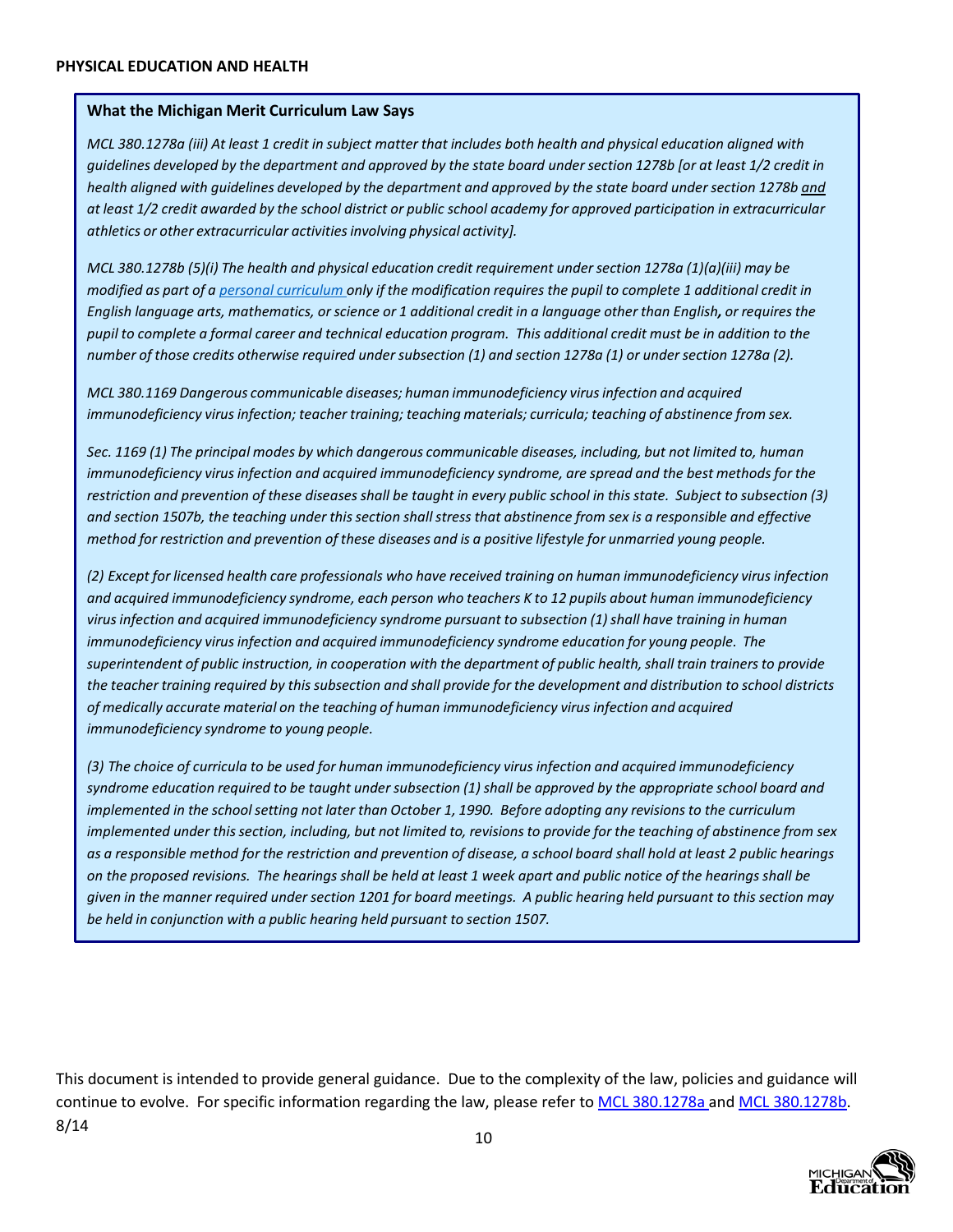**PHYSICAL EDUCATION AND HEALTH**

**What the Michigan Merit Curriculum Law Says**

*MCL 380.1278a (iii) At least 1 credit in subject matter that includes both health and physical education aligned with guidelines developed by the department and approved by the state board under section 1278b [or at least 1/2 credit in health aligned with guidelines developed by the department and approved by the state board under section 1278b* *<u>and</u>* *at least 1/2 credit awarded by the school district or public school academy for approved participation in extracurricular athletics or other extracurricular activities involving physical activity].*

*MCL 380.1278b (5)(i) The health and physical education credit requirement under section 1278a (1)(a)(iii) may be modified as part of a [personal curriculum](personal curriculum) only if the modification requires the pupil to complete 1 additional credit in English language arts, mathematics, or science or 1 additional credit in a language other than English, or requires the pupil to complete a formal career and technical education program. This additional credit must be in addition to the number of those credits otherwise required under subsection (1) and section 1278a (1) or under section 1278a (2).*

*MCL 380.1169 Dangerous communicable diseases; human immunodeficiency virus infection and acquired immunodeficiency virus infection; teacher training; teaching materials; curricula; teaching of abstinence from sex.*

*Sec. 1169 (1) The principal modes by which dangerous communicable diseases, including, but not limited to, human immunodeficiency virus infection and acquired immunodeficiency syndrome, are spread and the best methods for the restriction and prevention of these diseases shall be taught in every public school in this state. Subject to subsection (3) and section 1507b, the teaching under this section shall stress that abstinence from sex is a responsible and effective method for restriction and prevention of these diseases and is a positive lifestyle for unmarried young people.*

*(2) Except for licensed health care professionals who have received training on human immunodeficiency virus infection and acquired immunodeficiency syndrome, each person who teachers K to 12 pupils about human immunodeficiency virus infection and acquired immunodeficiency syndrome pursuant to subsection (1) shall have training in human immunodeficiency virus infection and acquired immunodeficiency syndrome education for young people. The superintendent of public instruction, in cooperation with the department of public health, shall train trainers to provide the teacher training required by this subsection and shall provide for the development and distribution to school districts of medically accurate material on the teaching of human immunodeficiency virus infection and acquired immunodeficiency syndrome to young people.*

*(3) The choice of curricula to be used for human immunodeficiency virus infection and acquired immunodeficiency syndrome education required to be taught under subsection (1) shall be approved by the appropriate school board and implemented in the school setting not later than October 1, 1990. Before adopting any revisions to the curriculum implemented under this section, including, but not limited to, revisions to provide for the teaching of abstinence from sex as a responsible method for the restriction and prevention of disease, a school board shall hold at least 2 public hearings on the proposed revisions. The hearings shall be held at least 1 week apart and public notice of the hearings shall be given in the manner required under section 1201 for board meetings. A public hearing held pursuant to this section may be held in conjunction with a public hearing held pursuant to section 1507.*

This document is intended to provide general guidance. Due to the complexity of the law, policies and guidance will continue to evolve. For specific information regarding the law, please refer to MCL 380.1278a and MCL 380.1278b.
8/14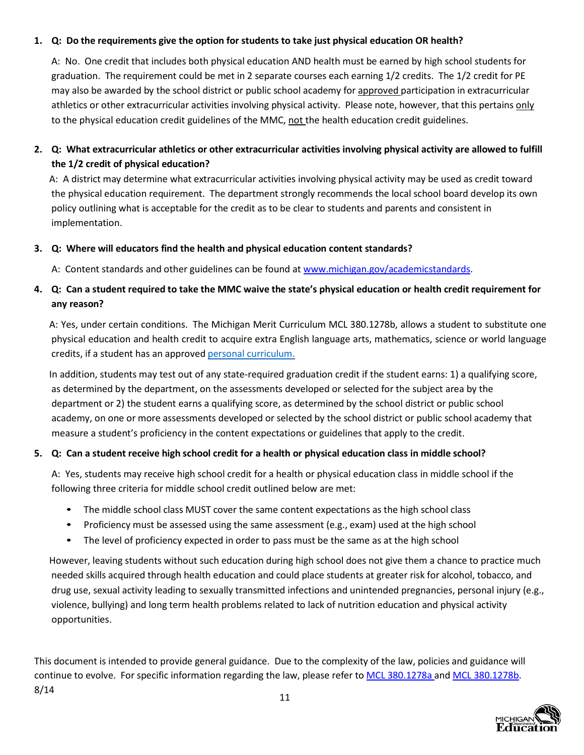1. **Q: Do the requirements give the option for students to take just physical education OR health?**

   A: No. One credit that includes both physical education AND health must be earned by high school students for graduation. The requirement could be met in 2 separate courses each earning 1/2 credits. The 1/2 credit for PE may also be awarded by the school district or public school academy for approved participation in extracurricular athletics or other extracurricular activities involving physical activity. Please note, however, that this pertains only to the physical education credit guidelines of the MMC, not the health education credit guidelines.

2. **Q: What extracurricular athletics or other extracurricular activities involving physical activity are allowed to fulfill the 1/2 credit of physical education?**

   A: A district may determine what extracurricular activities involving physical activity may be used as credit toward the physical education requirement. The department strongly recommends the local school board develop its own policy outlining what is acceptable for the credit as to be clear to students and parents and consistent in implementation.

3. **Q: Where will educators find the health and physical education content standards?**

   A: Content standards and other guidelines can be found at [www.michigan.gov/academicstandards](www.michigan.gov/academicstandards).

4. **Q: Can a student required to take the MMC waive the state's physical education or health credit requirement for any reason?**

   A: Yes, under certain conditions. The Michigan Merit Curriculum MCL 380.1278b, allows a student to substitute one physical education and health credit to acquire extra English language arts, mathematics, science or world language credits, if a student has an approved [personal curriculum.]()

   In addition, students may test out of any state-required graduation credit if the student earns: 1) a qualifying score, as determined by the department, on the assessments developed or selected for the subject area by the department or 2) the student earns a qualifying score, as determined by the school district or public school academy, on one or more assessments developed or selected by the school district or public school academy that measure a student's proficiency in the content expectations or guidelines that apply to the credit.

5. **Q: Can a student receive high school credit for a health or physical education class in middle school?**

   A: Yes, students may receive high school credit for a health or physical education class in middle school if the following three criteria for middle school credit outlined below are met:

   - The middle school class MUST cover the same content expectations as the high school class
   - Proficiency must be assessed using the same assessment (e.g., exam) used at the high school
   - The level of proficiency expected in order to pass must be the same as at the high school

   However, leaving students without such education during high school does not give them a chance to practice much needed skills acquired through health education and could place students at greater risk for alcohol, tobacco, and drug use, sexual activity leading to sexually transmitted infections and unintended pregnancies, personal injury (e.g., violence, bullying) and long term health problems related to lack of nutrition education and physical activity opportunities.

This document is intended to provide general guidance. Due to the complexity of the law, policies and guidance will continue to evolve. For specific information regarding the law, please refer to [MCL 380.1278a]() and [MCL 380.1278b]().
8/14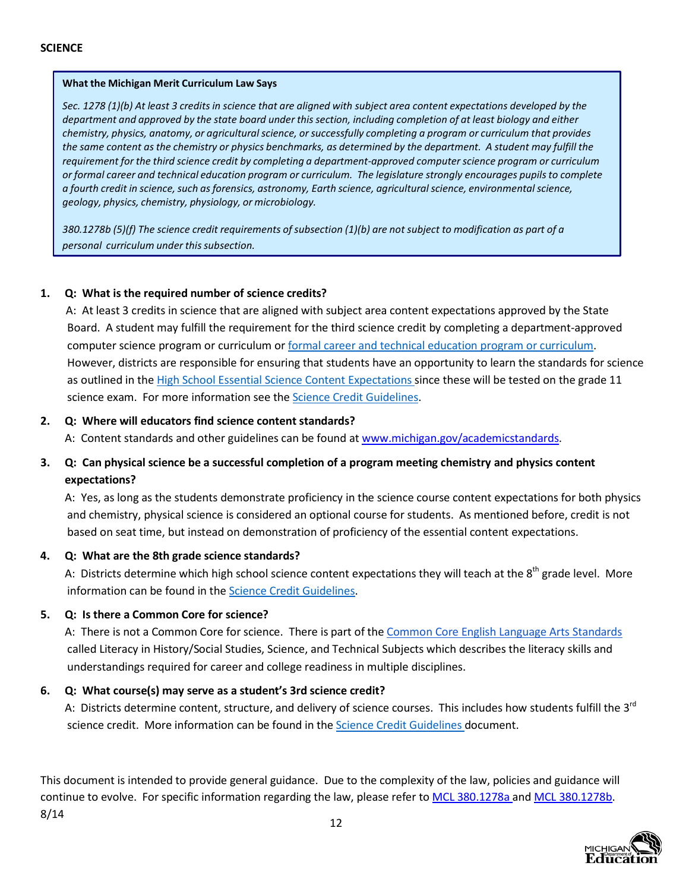**SCIENCE**

**What the Michigan Merit Curriculum Law Says**

*Sec. 1278 (1)(b) At least 3 credits in science that are aligned with subject area content expectations developed by the department and approved by the state board under this section, including completion of at least biology and either chemistry, physics, anatomy, or agricultural science, or successfully completing a program or curriculum that provides the same content as the chemistry or physics benchmarks, as determined by the department. A student may fulfill the requirement for the third science credit by completing a department-approved computer science program or curriculum or formal career and technical education program or curriculum. The legislature strongly encourages pupils to complete a fourth credit in science, such as forensics, astronomy, Earth science, agricultural science, environmental science, geology, physics, chemistry, physiology, or microbiology.*

*380.1278b (5)(f) The science credit requirements of subsection (1)(b) are not subject to modification as part of a personal curriculum under this subsection.*

1. **Q: What is the required number of science credits?**

   A: At least 3 credits in science that are aligned with subject area content expectations approved by the State Board. A student may fulfill the requirement for the third science credit by completing a department-approved computer science program or curriculum or formal career and technical education program or curriculum. However, districts are responsible for ensuring that students have an opportunity to learn the standards for science as outlined in the High School Essential Science Content Expectations since these will be tested on the grade 11 science exam. For more information see the Science Credit Guidelines.

2. **Q: Where will educators find science content standards?**

   A: Content standards and other guidelines can be found at www.michigan.gov/academicstandards.

3. **Q: Can physical science be a successful completion of a program meeting chemistry and physics content expectations?**

   A: Yes, as long as the students demonstrate proficiency in the science course content expectations for both physics and chemistry, physical science is considered an optional course for students. As mentioned before, credit is not based on seat time, but instead on demonstration of proficiency of the essential content expectations.

4. **Q: What are the 8th grade science standards?**

   A: Districts determine which high school science content expectations they will teach at the 8th grade level. More information can be found in the Science Credit Guidelines.

5. **Q: Is there a Common Core for science?**

   A: There is not a Common Core for science. There is part of the Common Core English Language Arts Standards called Literacy in History/Social Studies, Science, and Technical Subjects which describes the literacy skills and understandings required for career and college readiness in multiple disciplines.

6. **Q: What course(s) may serve as a student's 3rd science credit?**

   A: Districts determine content, structure, and delivery of science courses. This includes how students fulfill the 3rd science credit. More information can be found in the Science Credit Guidelines document.

This document is intended to provide general guidance. Due to the complexity of the law, policies and guidance will continue to evolve. For specific information regarding the law, please refer to MCL 380.1278a and MCL 380.1278b.
8/14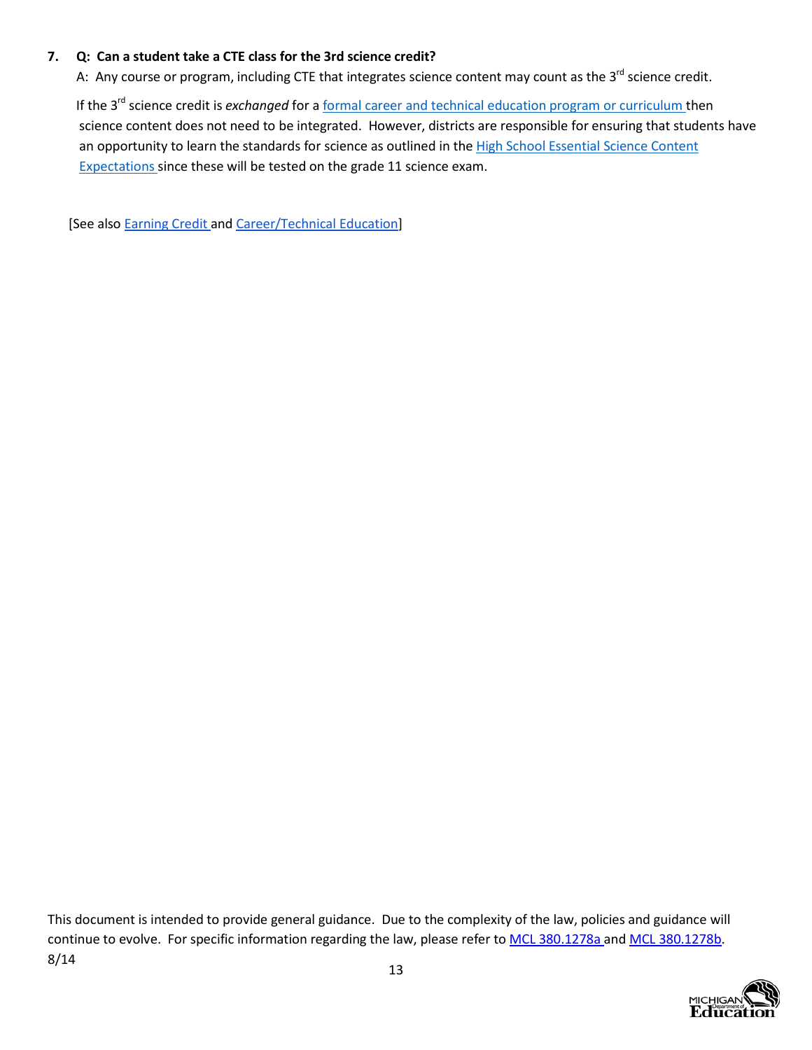7. **Q: Can a student take a CTE class for the 3rd science credit?**

   A: Any course or program, including CTE that integrates science content may count as the 3rd science credit.

   If the 3rd science credit is *exchanged* for a formal career and technical education program or curriculum then science content does not need to be integrated. However, districts are responsible for ensuring that students have an opportunity to learn the standards for science as outlined in the High School Essential Science Content Expectations since these will be tested on the grade 11 science exam.

[See also Earning Credit and Career/Technical Education]

This document is intended to provide general guidance. Due to the complexity of the law, policies and guidance will continue to evolve. For specific information regarding the law, please refer to MCL 380.1278a and MCL 380.1278b.

8/14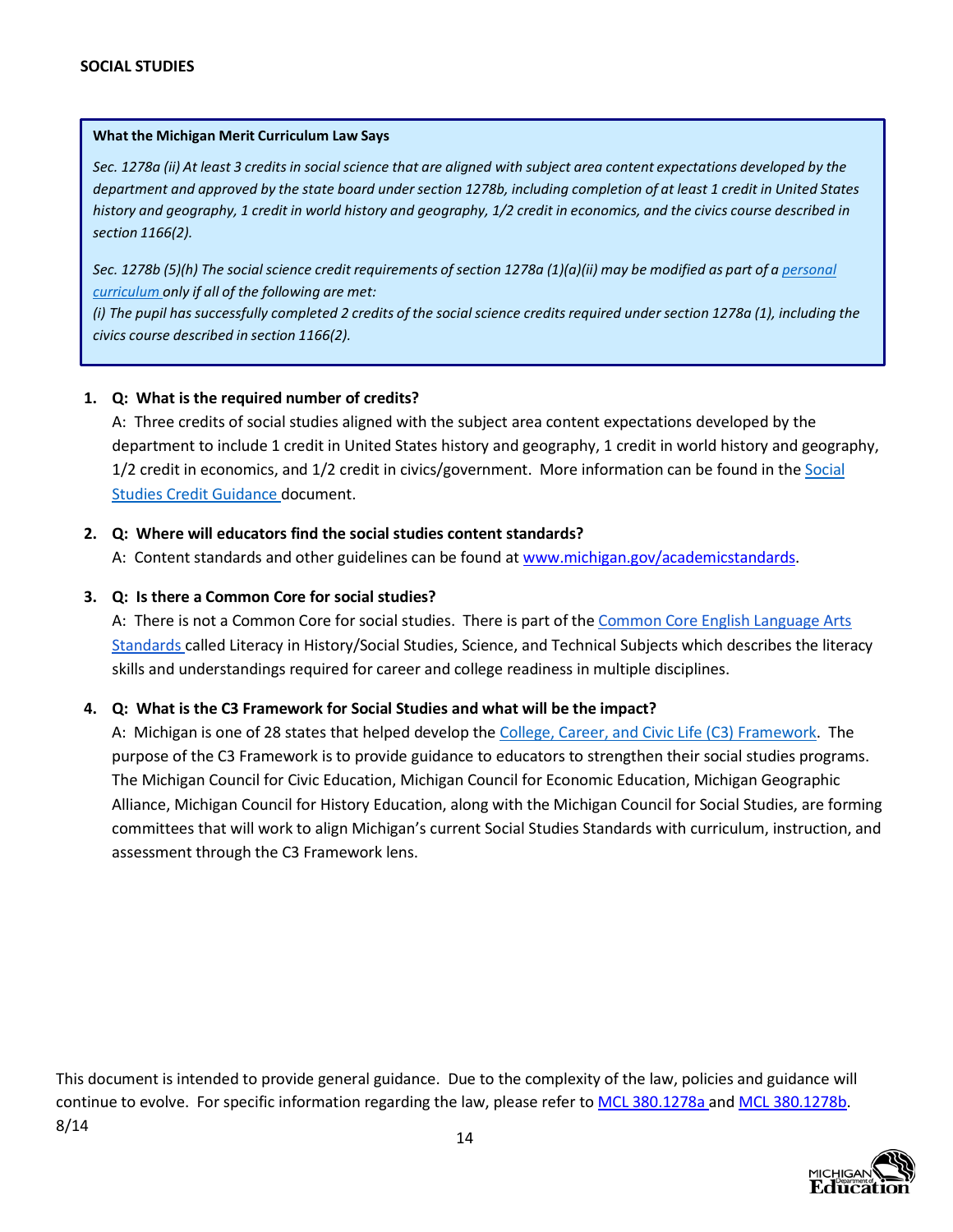## SOCIAL STUDIES

**What the Michigan Merit Curriculum Law Says**

*Sec. 1278a (ii) At least 3 credits in social science that are aligned with subject area content expectations developed by the department and approved by the state board under section 1278b, including completion of at least 1 credit in United States history and geography, 1 credit in world history and geography, 1/2 credit in economics, and the civics course described in section 1166(2).*

*Sec. 1278b (5)(h) The social science credit requirements of section 1278a (1)(a)(ii) may be modified as part of a personal curriculum only if all of the following are met:*
*(i) The pupil has successfully completed 2 credits of the social science credits required under section 1278a (1), including the civics course described in section 1166(2).*

1. **Q: What is the required number of credits?**
   A: Three credits of social studies aligned with the subject area content expectations developed by the department to include 1 credit in United States history and geography, 1 credit in world history and geography, 1/2 credit in economics, and 1/2 credit in civics/government. More information can be found in the Social Studies Credit Guidance document.

2. **Q: Where will educators find the social studies content standards?**
   A: Content standards and other guidelines can be found at www.michigan.gov/academicstandards.

3. **Q: Is there a Common Core for social studies?**
   A: There is not a Common Core for social studies. There is part of the Common Core English Language Arts Standards called Literacy in History/Social Studies, Science, and Technical Subjects which describes the literacy skills and understandings required for career and college readiness in multiple disciplines.

4. **Q: What is the C3 Framework for Social Studies and what will be the impact?**
   A: Michigan is one of 28 states that helped develop the College, Career, and Civic Life (C3) Framework. The purpose of the C3 Framework is to provide guidance to educators to strengthen their social studies programs. The Michigan Council for Civic Education, Michigan Council for Economic Education, Michigan Geographic Alliance, Michigan Council for History Education, along with the Michigan Council for Social Studies, are forming committees that will work to align Michigan's current Social Studies Standards with curriculum, instruction, and assessment through the C3 Framework lens.

This document is intended to provide general guidance. Due to the complexity of the law, policies and guidance will continue to evolve. For specific information regarding the law, please refer to MCL 380.1278a and MCL 380.1278b.
8/14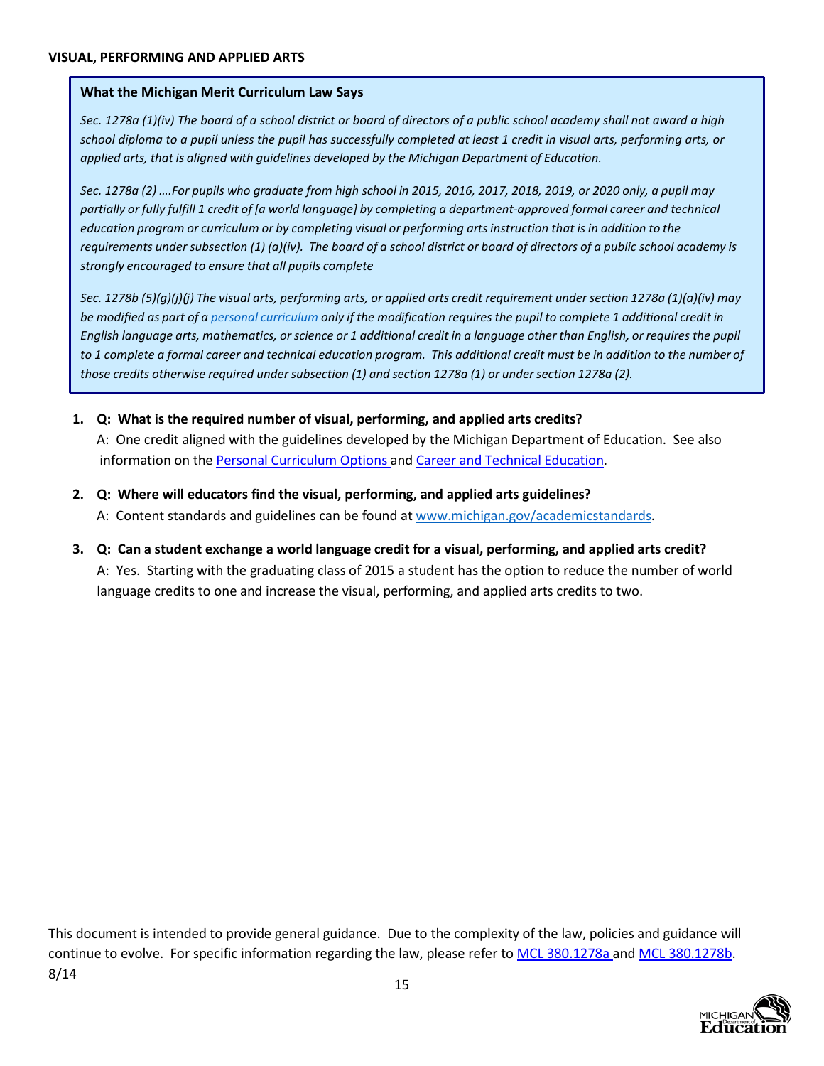## VISUAL, PERFORMING AND APPLIED ARTS

**What the Michigan Merit Curriculum Law Says**

*Sec. 1278a (1)(iv) The board of a school district or board of directors of a public school academy shall not award a high school diploma to a pupil unless the pupil has successfully completed at least 1 credit in visual arts, performing arts, or applied arts, that is aligned with guidelines developed by the Michigan Department of Education.*

*Sec. 1278a (2) ….For pupils who graduate from high school in 2015, 2016, 2017, 2018, 2019, or 2020 only, a pupil may partially or fully fulfill 1 credit of [a world language] by completing a department-approved formal career and technical education program or curriculum or by completing visual or performing arts instruction that is in addition to the requirements under subsection (1) (a)(iv). The board of a school district or board of directors of a public school academy is strongly encouraged to ensure that all pupils complete*

*Sec. 1278b (5)(g)(j)(j) The visual arts, performing arts, or applied arts credit requirement under section 1278a (1)(a)(iv) may be modified as part of a personal curriculum only if the modification requires the pupil to complete 1 additional credit in English language arts, mathematics, or science or 1 additional credit in a language other than English, or requires the pupil to 1 complete a formal career and technical education program. This additional credit must be in addition to the number of those credits otherwise required under subsection (1) and section 1278a (1) or under section 1278a (2).*

1. **Q: What is the required number of visual, performing, and applied arts credits?**
   A: One credit aligned with the guidelines developed by the Michigan Department of Education. See also information on the Personal Curriculum Options and Career and Technical Education.

2. **Q: Where will educators find the visual, performing, and applied arts guidelines?**
   A: Content standards and guidelines can be found at www.michigan.gov/academicstandards.

3. **Q: Can a student exchange a world language credit for a visual, performing, and applied arts credit?**
   A: Yes. Starting with the graduating class of 2015 a student has the option to reduce the number of world language credits to one and increase the visual, performing, and applied arts credits to two.

This document is intended to provide general guidance. Due to the complexity of the law, policies and guidance will continue to evolve. For specific information regarding the law, please refer to MCL 380.1278a and MCL 380.1278b.
8/14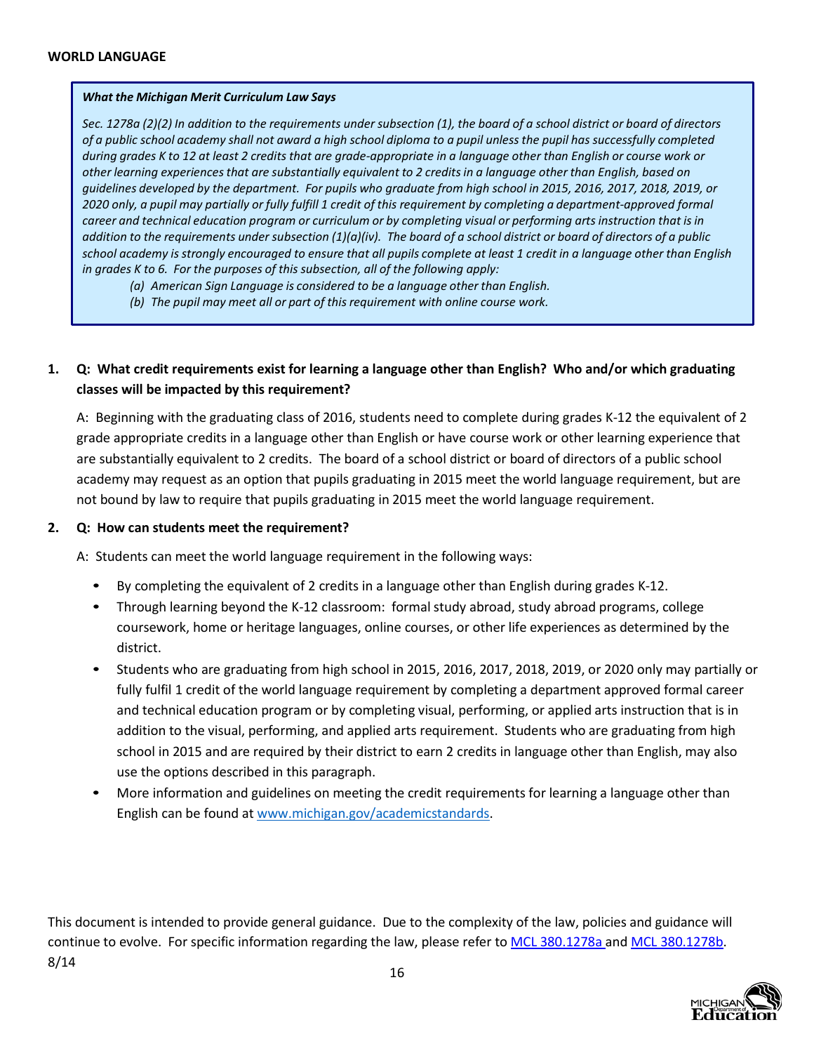**WORLD LANGUAGE**

> ***What the Michigan Merit Curriculum Law Says***
>
> *Sec. 1278a (2)(2) In addition to the requirements under subsection (1), the board of a school district or board of directors of a public school academy shall not award a high school diploma to a pupil unless the pupil has successfully completed during grades K to 12 at least 2 credits that are grade-appropriate in a language other than English or course work or other learning experiences that are substantially equivalent to 2 credits in a language other than English, based on guidelines developed by the department. For pupils who graduate from high school in 2015, 2016, 2017, 2018, 2019, or 2020 only, a pupil may partially or fully fulfill 1 credit of this requirement by completing a department-approved formal career and technical education program or curriculum or by completing visual or performing arts instruction that is in addition to the requirements under subsection (1)(a)(iv). The board of a school district or board of directors of a public school academy is strongly encouraged to ensure that all pupils complete at least 1 credit in a language other than English in grades K to 6. For the purposes of this subsection, all of the following apply:*
>
> *(a) American Sign Language is considered to be a language other than English.*
>
> *(b) The pupil may meet all or part of this requirement with online course work.*

1. **Q: What credit requirements exist for learning a language other than English? Who and/or which graduating classes will be impacted by this requirement?**

   A: Beginning with the graduating class of 2016, students need to complete during grades K-12 the equivalent of 2 grade appropriate credits in a language other than English or have course work or other learning experience that are substantially equivalent to 2 credits. The board of a school district or board of directors of a public school academy may request as an option that pupils graduating in 2015 meet the world language requirement, but are not bound by law to require that pupils graduating in 2015 meet the world language requirement.

2. **Q: How can students meet the requirement?**

   A: Students can meet the world language requirement in the following ways:

   - By completing the equivalent of 2 credits in a language other than English during grades K-12.
   - Through learning beyond the K-12 classroom: formal study abroad, study abroad programs, college coursework, home or heritage languages, online courses, or other life experiences as determined by the district.
   - Students who are graduating from high school in 2015, 2016, 2017, 2018, 2019, or 2020 only may partially or fully fulfil 1 credit of the world language requirement by completing a department approved formal career and technical education program or by completing visual, performing, or applied arts instruction that is in addition to the visual, performing, and applied arts requirement. Students who are graduating from high school in 2015 and are required by their district to earn 2 credits in language other than English, may also use the options described in this paragraph.
   - More information and guidelines on meeting the credit requirements for learning a language other than English can be found at [www.michigan.gov/academicstandards](www.michigan.gov/academicstandards).

This document is intended to provide general guidance. Due to the complexity of the law, policies and guidance will continue to evolve. For specific information regarding the law, please refer to MCL 380.1278a and MCL 380.1278b.
8/14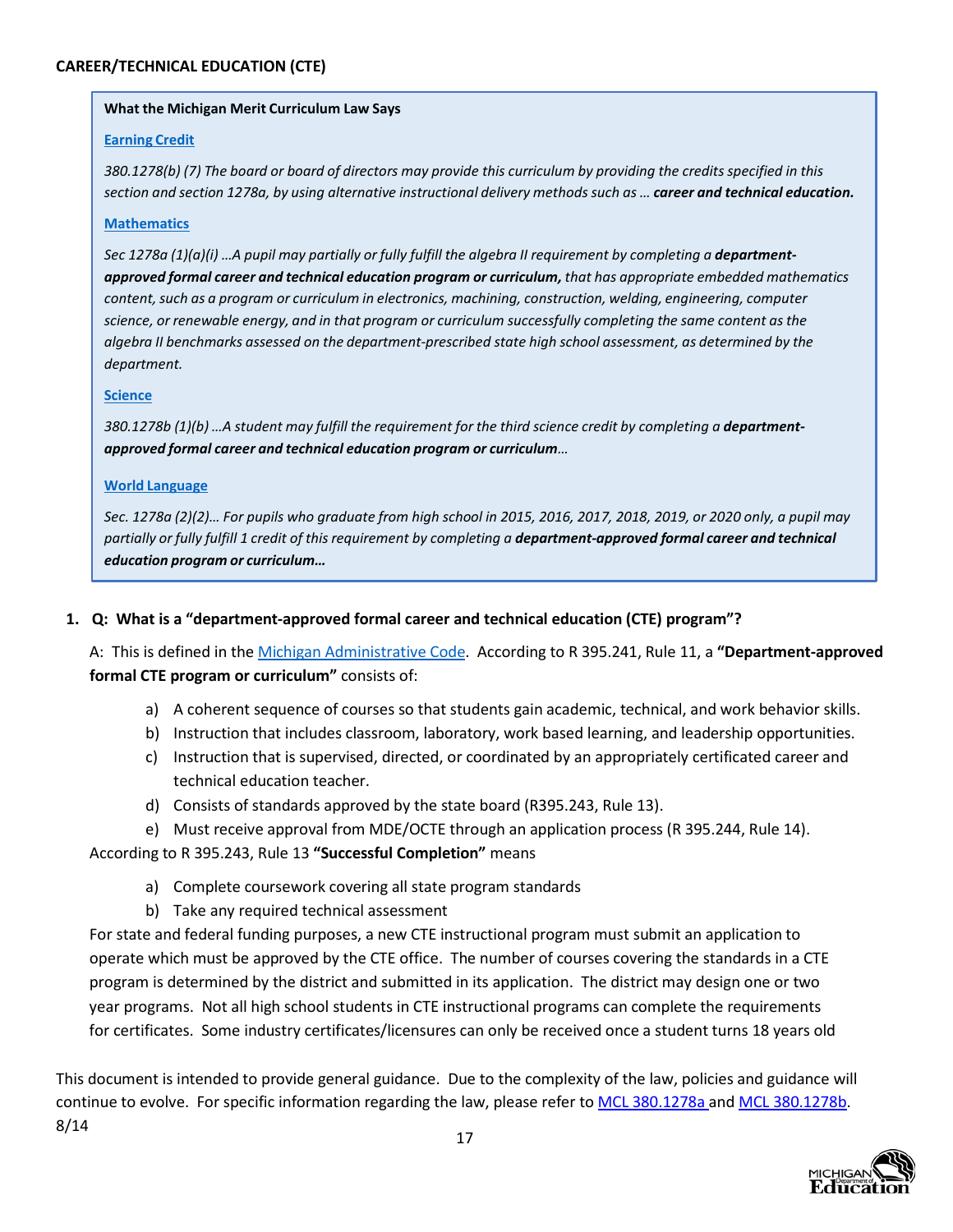**CAREER/TECHNICAL EDUCATION (CTE)**

**What the Michigan Merit Curriculum Law Says**

**Earning Credit**

*380.1278(b) (7) The board or board of directors may provide this curriculum by providing the credits specified in this section and section 1278a, by using alternative instructional delivery methods such as … **career and technical education.***

**Mathematics**

*Sec 1278a (1)(a)(i) …A pupil may partially or fully fulfill the algebra II requirement by completing a **department-approved formal career and technical education program or curriculum,** that has appropriate embedded mathematics content, such as a program or curriculum in electronics, machining, construction, welding, engineering, computer science, or renewable energy, and in that program or curriculum successfully completing the same content as the algebra II benchmarks assessed on the department-prescribed state high school assessment, as determined by the department.*

**Science**

*380.1278b (1)(b) …A student may fulfill the requirement for the third science credit by completing a **department-approved formal career and technical education program or curriculum**…*

**World Language**

*Sec. 1278a (2)(2)… For pupils who graduate from high school in 2015, 2016, 2017, 2018, 2019, or 2020 only, a pupil may partially or fully fulfill 1 credit of this requirement by completing a **department-approved formal career and technical education program or curriculum…***

1. **Q: What is a "department-approved formal career and technical education (CTE) program"?**

   A: This is defined in the Michigan Administrative Code. According to R 395.241, Rule 11, a **"Department-approved formal CTE program or curriculum"** consists of:

   a) A coherent sequence of courses so that students gain academic, technical, and work behavior skills.
   b) Instruction that includes classroom, laboratory, work based learning, and leadership opportunities.
   c) Instruction that is supervised, directed, or coordinated by an appropriately certificated career and technical education teacher.
   d) Consists of standards approved by the state board (R395.243, Rule 13).
   e) Must receive approval from MDE/OCTE through an application process (R 395.244, Rule 14).

   According to R 395.243, Rule 13 **"Successful Completion"** means

   a) Complete coursework covering all state program standards
   b) Take any required technical assessment

   For state and federal funding purposes, a new CTE instructional program must submit an application to operate which must be approved by the CTE office. The number of courses covering the standards in a CTE program is determined by the district and submitted in its application. The district may design one or two year programs. Not all high school students in CTE instructional programs can complete the requirements for certificates. Some industry certificates/licensures can only be received once a student turns 18 years old

This document is intended to provide general guidance. Due to the complexity of the law, policies and guidance will continue to evolve. For specific information regarding the law, please refer to MCL 380.1278a and MCL 380.1278b.
8/14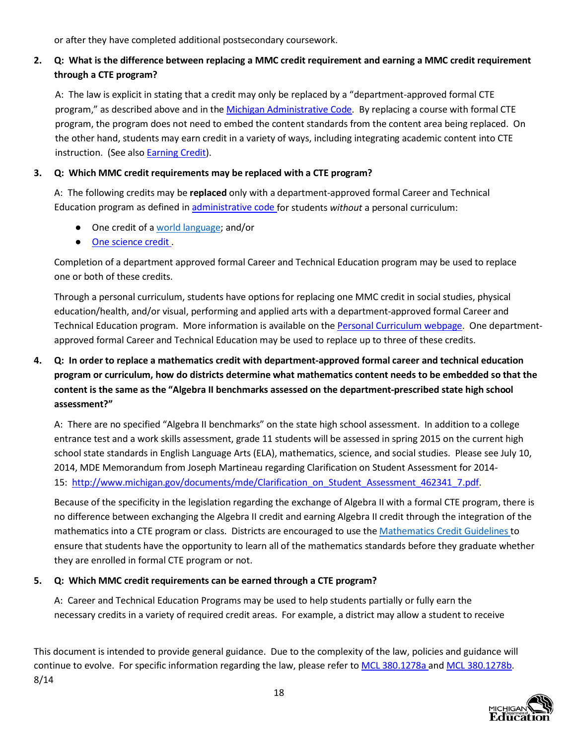or after they have completed additional postsecondary coursework.

2. **Q: What is the difference between replacing a MMC credit requirement and earning a MMC credit requirement through a CTE program?**

   A: The law is explicit in stating that a credit may only be replaced by a "department-approved formal CTE program," as described above and in the Michigan Administrative Code. By replacing a course with formal CTE program, the program does not need to embed the content standards from the content area being replaced. On the other hand, students may earn credit in a variety of ways, including integrating academic content into CTE instruction. (See also Earning Credit).

3. **Q: Which MMC credit requirements may be replaced with a CTE program?**

   A: The following credits may be **replaced** only with a department-approved formal Career and Technical Education program as defined in administrative code for students *without* a personal curriculum:

   - One credit of a world language; and/or
   - One science credit .

   Completion of a department approved formal Career and Technical Education program may be used to replace one or both of these credits.

   Through a personal curriculum, students have options for replacing one MMC credit in social studies, physical education/health, and/or visual, performing and applied arts with a department-approved formal Career and Technical Education program. More information is available on the Personal Curriculum webpage. One department-approved formal Career and Technical Education may be used to replace up to three of these credits.

4. **Q: In order to replace a mathematics credit with department-approved formal career and technical education program or curriculum, how do districts determine what mathematics content needs to be embedded so that the content is the same as the "Algebra II benchmarks assessed on the department-prescribed state high school assessment?"**

   A: There are no specified "Algebra II benchmarks" on the state high school assessment. In addition to a college entrance test and a work skills assessment, grade 11 students will be assessed in spring 2015 on the current high school state standards in English Language Arts (ELA), mathematics, science, and social studies. Please see July 10, 2014, MDE Memorandum from Joseph Martineau regarding Clarification on Student Assessment for 2014-15: http://www.michigan.gov/documents/mde/Clarification_on_Student_Assessment_462341_7.pdf.

   Because of the specificity in the legislation regarding the exchange of Algebra II with a formal CTE program, there is no difference between exchanging the Algebra II credit and earning Algebra II credit through the integration of the mathematics into a CTE program or class. Districts are encouraged to use the Mathematics Credit Guidelines to ensure that students have the opportunity to learn all of the mathematics standards before they graduate whether they are enrolled in formal CTE program or not.

5. **Q: Which MMC credit requirements can be earned through a CTE program?**

   A: Career and Technical Education Programs may be used to help students partially or fully earn the necessary credits in a variety of required credit areas. For example, a district may allow a student to receive

This document is intended to provide general guidance. Due to the complexity of the law, policies and guidance will continue to evolve. For specific information regarding the law, please refer to MCL 380.1278a and MCL 380.1278b.
8/14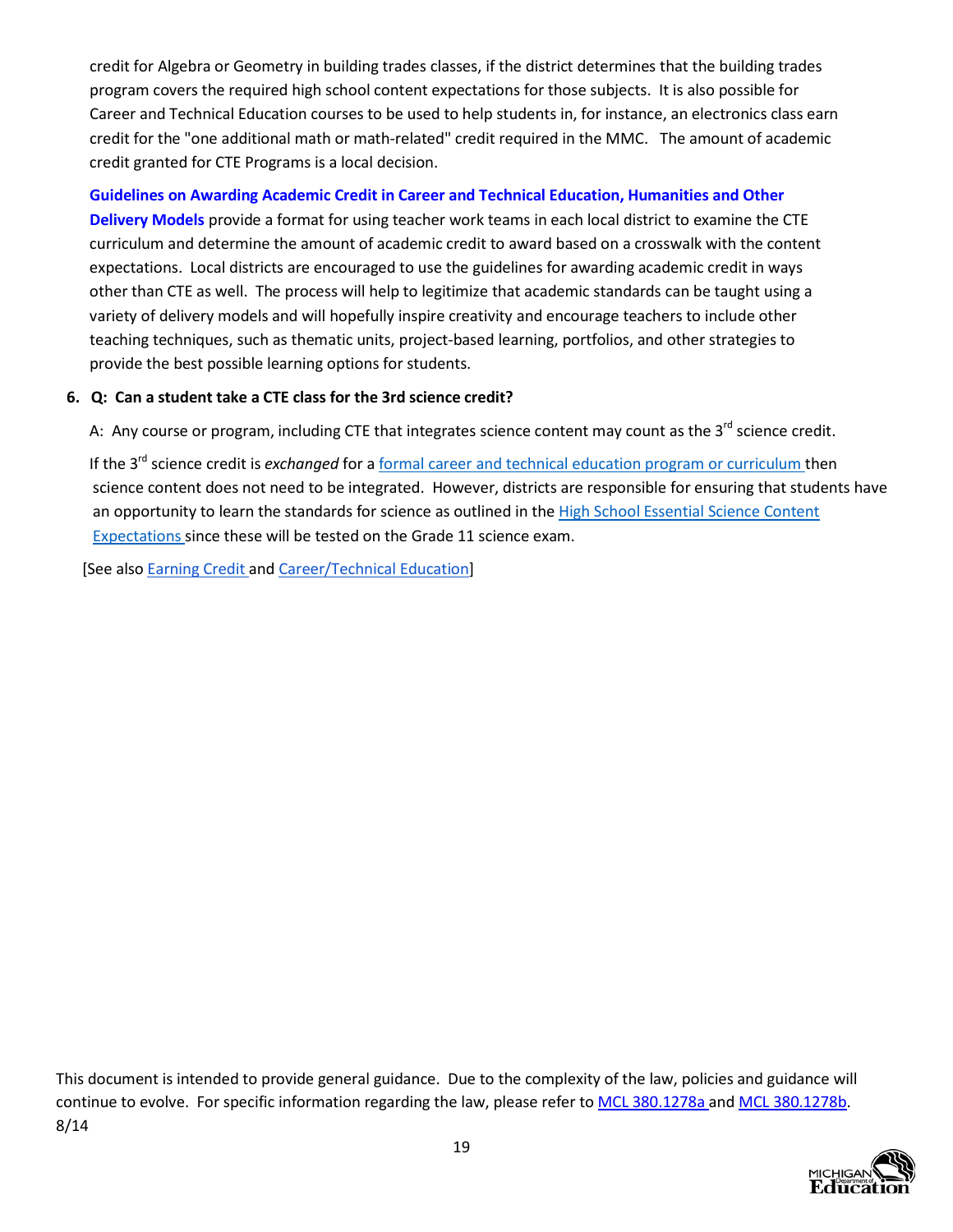credit for Algebra or Geometry in building trades classes, if the district determines that the building trades program covers the required high school content expectations for those subjects. It is also possible for Career and Technical Education courses to be used to help students in, for instance, an electronics class earn credit for the "one additional math or math-related" credit required in the MMC. The amount of academic credit granted for CTE Programs is a local decision.

**Guidelines on Awarding Academic Credit in Career and Technical Education, Humanities and Other Delivery Models** provide a format for using teacher work teams in each local district to examine the CTE curriculum and determine the amount of academic credit to award based on a crosswalk with the content expectations. Local districts are encouraged to use the guidelines for awarding academic credit in ways other than CTE as well. The process will help to legitimize that academic standards can be taught using a variety of delivery models and will hopefully inspire creativity and encourage teachers to include other teaching techniques, such as thematic units, project-based learning, portfolios, and other strategies to provide the best possible learning options for students.

6. **Q: Can a student take a CTE class for the 3rd science credit?**

   A: Any course or program, including CTE that integrates science content may count as the 3rd science credit.

   If the 3rd science credit is *exchanged* for a formal career and technical education program or curriculum then science content does not need to be integrated. However, districts are responsible for ensuring that students have an opportunity to learn the standards for science as outlined in the High School Essential Science Content Expectations since these will be tested on the Grade 11 science exam.

[See also Earning Credit and Career/Technical Education]

This document is intended to provide general guidance. Due to the complexity of the law, policies and guidance will continue to evolve. For specific information regarding the law, please refer to MCL 380.1278a and MCL 380.1278b.
8/14